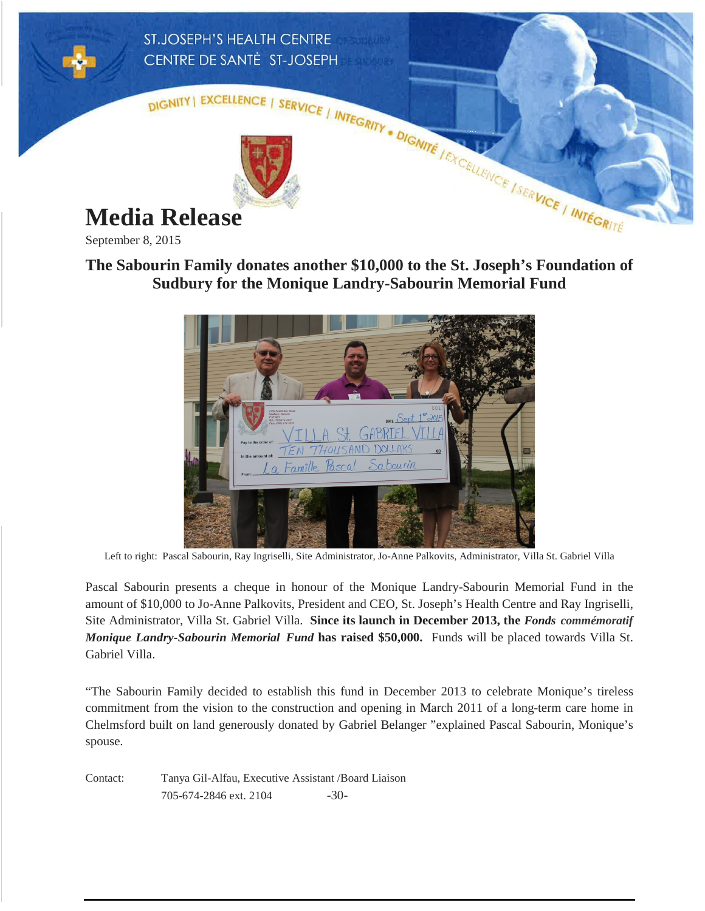ST.JOSEPH'S HEALTH CENTRE
CENTRE DE SANTÉ ST-JOSEPH

DIGNITY | EXCELLENCE | SERVICE | INTEGRITY • DIGNITÉ | EXCELLENCE | SERVICE | INTÉGRITÉ

# Media Release

September 8, 2015

## The Sabourin Family donates another $10,000 to the St. Joseph's Foundation of Sudbury for the Monique Landry-Sabourin Memorial Fund

Left to right: Pascal Sabourin, Ray Ingriselli, Site Administrator, Jo-Anne Palkovits, Administrator, Villa St. Gabriel Villa

Pascal Sabourin presents a cheque in honour of the Monique Landry-Sabourin Memorial Fund in the amount of $10,000 to Jo-Anne Palkovits, President and CEO, St. Joseph's Health Centre and Ray Ingriselli, Site Administrator, Villa St. Gabriel Villa. **Since its launch in December 2013, the *Fonds commémoratif Monique Landry-Sabourin Memorial Fund* has raised $50,000.** Funds will be placed towards Villa St. Gabriel Villa.

"The Sabourin Family decided to establish this fund in December 2013 to celebrate Monique's tireless commitment from the vision to the construction and opening in March 2011 of a long-term care home in Chelmsford built on land generously donated by Gabriel Belanger "explained Pascal Sabourin, Monique's spouse.

Contact: Tanya Gil-Alfau, Executive Assistant /Board Liaison
705-674-2846 ext. 2104

-30-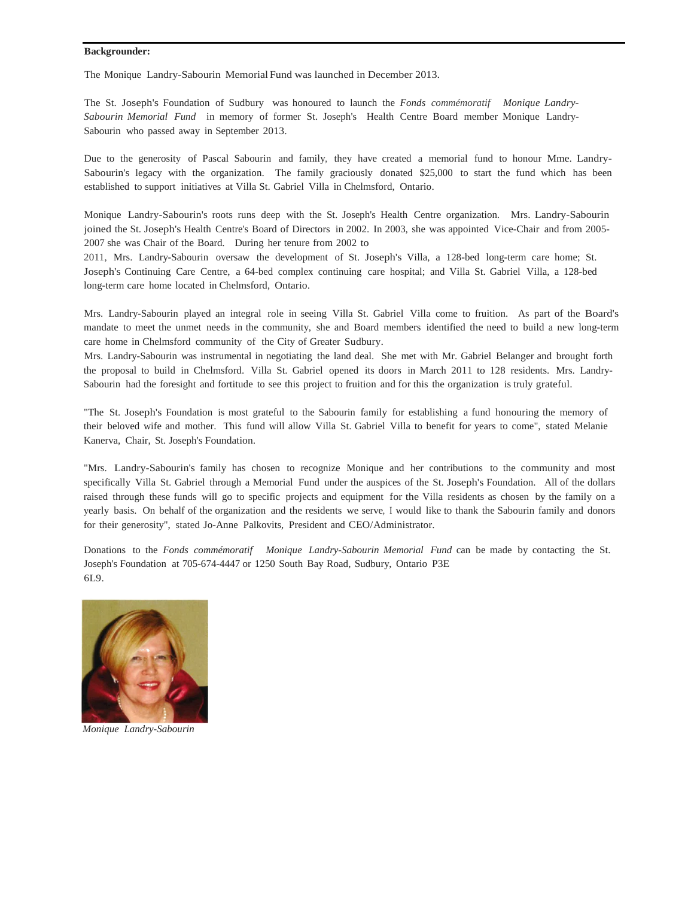**Backgrounder:**

The Monique Landry-Sabourin Memorial Fund was launched in December 2013.

The St. Joseph's Foundation of Sudbury was honoured to launch the *Fonds commémoratif Monique Landry-Sabourin Memorial Fund* in memory of former St. Joseph's Health Centre Board member Monique Landry-Sabourin who passed away in September 2013.

Due to the generosity of Pascal Sabourin and family, they have created a memorial fund to honour Mme. Landry-Sabourin's legacy with the organization. The family graciously donated $25,000 to start the fund which has been established to support initiatives at Villa St. Gabriel Villa in Chelmsford, Ontario.

Monique Landry-Sabourin's roots runs deep with the St. Joseph's Health Centre organization. Mrs. Landry-Sabourin joined the St. Joseph's Health Centre's Board of Directors in 2002. In 2003, she was appointed Vice-Chair and from 2005-2007 she was Chair of the Board. During her tenure from 2002 to 2011, Mrs. Landry-Sabourin oversaw the development of St. Joseph's Villa, a 128-bed long-term care home; St. Joseph's Continuing Care Centre, a 64-bed complex continuing care hospital; and Villa St. Gabriel Villa, a 128-bed long-term care home located in Chelmsford, Ontario.

Mrs. Landry-Sabourin played an integral role in seeing Villa St. Gabriel Villa come to fruition. As part of the Board's mandate to meet the unmet needs in the community, she and Board members identified the need to build a new long-term care home in Chelmsford community of the City of Greater Sudbury.
Mrs. Landry-Sabourin was instrumental in negotiating the land deal. She met with Mr. Gabriel Belanger and brought forth the proposal to build in Chelmsford. Villa St. Gabriel opened its doors in March 2011 to 128 residents. Mrs. Landry-Sabourin had the foresight and fortitude to see this project to fruition and for this the organization is truly grateful.

"The St. Joseph's Foundation is most grateful to the Sabourin family for establishing a fund honouring the memory of their beloved wife and mother. This fund will allow Villa St. Gabriel Villa to benefit for years to come", stated Melanie Kanerva, Chair, St. Joseph's Foundation.

"Mrs. Landry-Sabourin's family has chosen to recognize Monique and her contributions to the community and most specifically Villa St. Gabriel through a Memorial Fund under the auspices of the St. Joseph's Foundation. All of the dollars raised through these funds will go to specific projects and equipment for the Villa residents as chosen by the family on a yearly basis. On behalf of the organization and the residents we serve, I would like to thank the Sabourin family and donors for their generosity", stated Jo-Anne Palkovits, President and CEO/Administrator.

Donations to the *Fonds commémoratif Monique Landry-Sabourin Memorial Fund* can be made by contacting the St. Joseph's Foundation at 705-674-4447 or 1250 South Bay Road, Sudbury, Ontario P3E 6L9.

*Monique Landry-Sabourin*